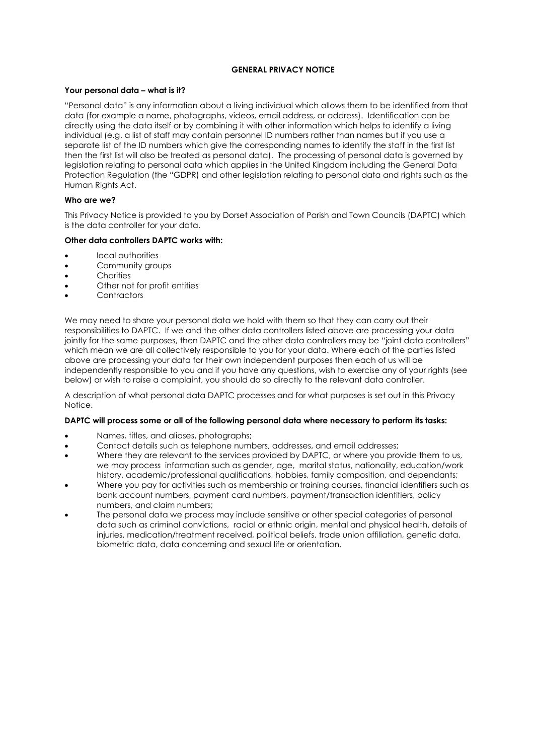# GENERAL PRIVACY NOTICE

**Your personal data – what is it?**

"Personal data" is any information about a living individual which allows them to be identified from that data (for example a name, photographs, videos, email address, or address). Identification can be directly using the data itself or by combining it with other information which helps to identify a living individual (e.g. a list of staff may contain personnel ID numbers rather than names but if you use a separate list of the ID numbers which give the corresponding names to identify the staff in the first list then the first list will also be treated as personal data). The processing of personal data is governed by legislation relating to personal data which applies in the United Kingdom including the General Data Protection Regulation (the "GDPR) and other legislation relating to personal data and rights such as the Human Rights Act.

**Who are we?**

This Privacy Notice is provided to you by Dorset Association of Parish and Town Councils (DAPTC) which is the data controller for your data.

**Other data controllers DAPTC works with:**

- local authorities
- Community groups
- Charities
- Other not for profit entities
- Contractors

We may need to share your personal data we hold with them so that they can carry out their responsibilities to DAPTC. If we and the other data controllers listed above are processing your data jointly for the same purposes, then DAPTC and the other data controllers may be "joint data controllers" which mean we are all collectively responsible to you for your data. Where each of the parties listed above are processing your data for their own independent purposes then each of us will be independently responsible to you and if you have any questions, wish to exercise any of your rights (see below) or wish to raise a complaint, you should do so directly to the relevant data controller.

A description of what personal data DAPTC processes and for what purposes is set out in this Privacy Notice.

**DAPTC will process some or all of the following personal data where necessary to perform its tasks:**

- Names, titles, and aliases, photographs;
- Contact details such as telephone numbers, addresses, and email addresses;
- Where they are relevant to the services provided by DAPTC, or where you provide them to us, we may process information such as gender, age, marital status, nationality, education/work history, academic/professional qualifications, hobbies, family composition, and dependants;
- Where you pay for activities such as membership or training courses, financial identifiers such as bank account numbers, payment card numbers, payment/transaction identifiers, policy numbers, and claim numbers;
- The personal data we process may include sensitive or other special categories of personal data such as criminal convictions, racial or ethnic origin, mental and physical health, details of injuries, medication/treatment received, political beliefs, trade union affiliation, genetic data, biometric data, data concerning and sexual life or orientation.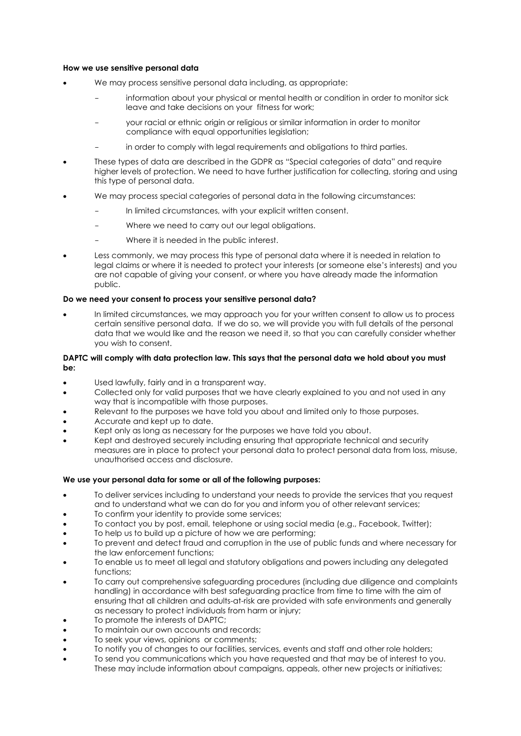**How we use sensitive personal data**

- We may process sensitive personal data including, as appropriate:
  - information about your physical or mental health or condition in order to monitor sick leave and take decisions on your fitness for work;
  - your racial or ethnic origin or religious or similar information in order to monitor compliance with equal opportunities legislation;
  - in order to comply with legal requirements and obligations to third parties.
- These types of data are described in the GDPR as "Special categories of data" and require higher levels of protection. We need to have further justification for collecting, storing and using this type of personal data.
- We may process special categories of personal data in the following circumstances:
  - In limited circumstances, with your explicit written consent.
  - Where we need to carry out our legal obligations.
  - Where it is needed in the public interest.
- Less commonly, we may process this type of personal data where it is needed in relation to legal claims or where it is needed to protect your interests (or someone else's interests) and you are not capable of giving your consent, or where you have already made the information public.

**Do we need your consent to process your sensitive personal data?**

- In limited circumstances, we may approach you for your written consent to allow us to process certain sensitive personal data. If we do so, we will provide you with full details of the personal data that we would like and the reason we need it, so that you can carefully consider whether you wish to consent.

**DAPTC will comply with data protection law. This says that the personal data we hold about you must be:**

- Used lawfully, fairly and in a transparent way.
- Collected only for valid purposes that we have clearly explained to you and not used in any way that is incompatible with those purposes.
- Relevant to the purposes we have told you about and limited only to those purposes.
- Accurate and kept up to date.
- Kept only as long as necessary for the purposes we have told you about.
- Kept and destroyed securely including ensuring that appropriate technical and security measures are in place to protect your personal data to protect personal data from loss, misuse, unauthorised access and disclosure.

**We use your personal data for some or all of the following purposes:**

- To deliver services including to understand your needs to provide the services that you request and to understand what we can do for you and inform you of other relevant services;
- To confirm your identity to provide some services;
- To contact you by post, email, telephone or using social media (e.g., Facebook, Twitter);
- To help us to build up a picture of how we are performing;
- To prevent and detect fraud and corruption in the use of public funds and where necessary for the law enforcement functions;
- To enable us to meet all legal and statutory obligations and powers including any delegated functions;
- To carry out comprehensive safeguarding procedures (including due diligence and complaints handling) in accordance with best safeguarding practice from time to time with the aim of ensuring that all children and adults-at-risk are provided with safe environments and generally as necessary to protect individuals from harm or injury;
- To promote the interests of DAPTC;
- To maintain our own accounts and records;
- To seek your views, opinions or comments;
- To notify you of changes to our facilities, services, events and staff and other role holders;
- To send you communications which you have requested and that may be of interest to you. These may include information about campaigns, appeals, other new projects or initiatives;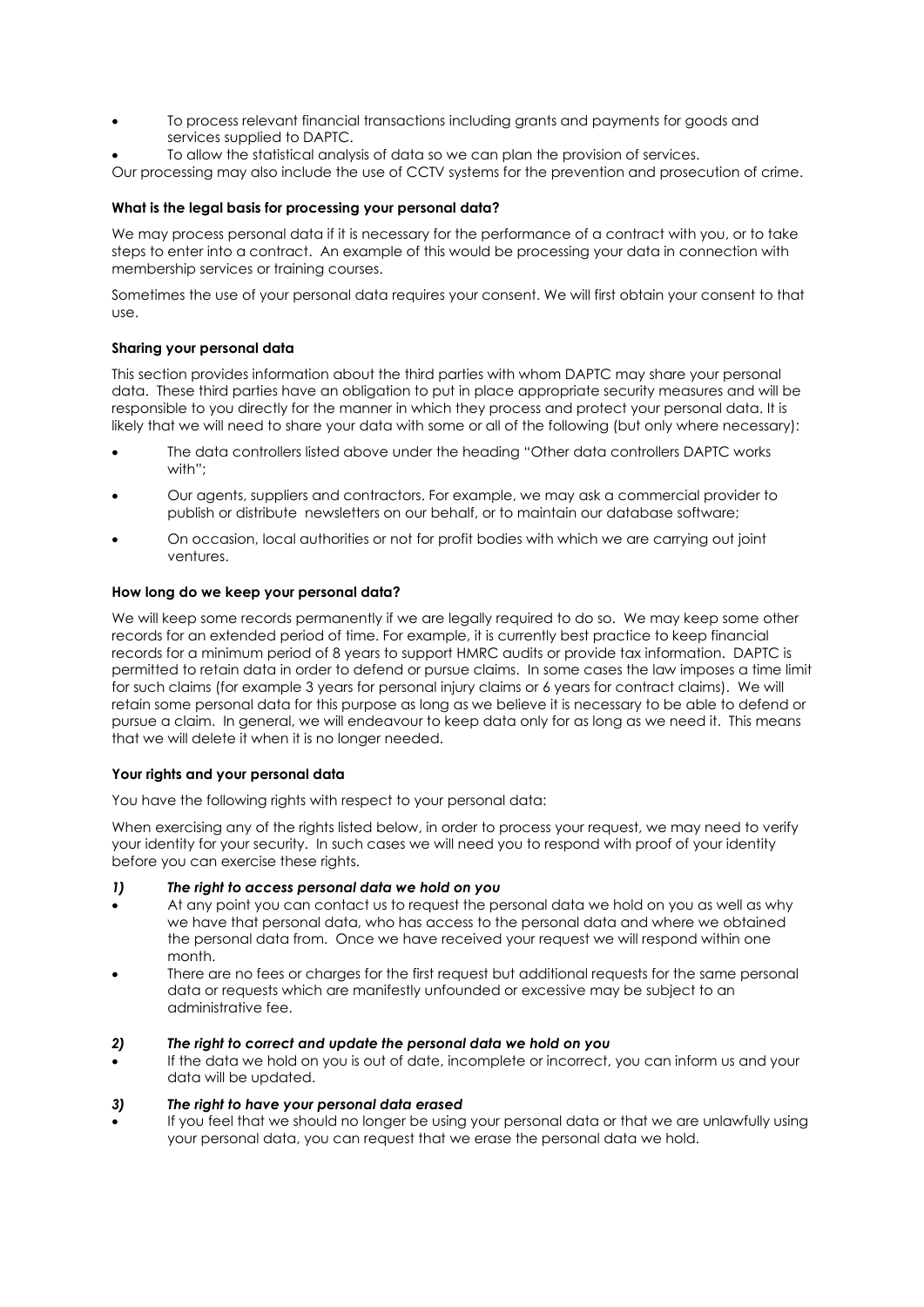- To process relevant financial transactions including grants and payments for goods and services supplied to DAPTC.
- To allow the statistical analysis of data so we can plan the provision of services.

Our processing may also include the use of CCTV systems for the prevention and prosecution of crime.

**What is the legal basis for processing your personal data?**

We may process personal data if it is necessary for the performance of a contract with you, or to take steps to enter into a contract. An example of this would be processing your data in connection with membership services or training courses.

Sometimes the use of your personal data requires your consent. We will first obtain your consent to that use.

**Sharing your personal data**

This section provides information about the third parties with whom DAPTC may share your personal data. These third parties have an obligation to put in place appropriate security measures and will be responsible to you directly for the manner in which they process and protect your personal data. It is likely that we will need to share your data with some or all of the following (but only where necessary):

- The data controllers listed above under the heading "Other data controllers DAPTC works with";
- Our agents, suppliers and contractors. For example, we may ask a commercial provider to publish or distribute newsletters on our behalf, or to maintain our database software;
- On occasion, local authorities or not for profit bodies with which we are carrying out joint ventures.

**How long do we keep your personal data?**

We will keep some records permanently if we are legally required to do so. We may keep some other records for an extended period of time. For example, it is currently best practice to keep financial records for a minimum period of 8 years to support HMRC audits or provide tax information. DAPTC is permitted to retain data in order to defend or pursue claims. In some cases the law imposes a time limit for such claims (for example 3 years for personal injury claims or 6 years for contract claims). We will retain some personal data for this purpose as long as we believe it is necessary to be able to defend or pursue a claim. In general, we will endeavour to keep data only for as long as we need it. This means that we will delete it when it is no longer needed.

**Your rights and your personal data**

You have the following rights with respect to your personal data:

When exercising any of the rights listed below, in order to process your request, we may need to verify your identity for your security. In such cases we will need you to respond with proof of your identity before you can exercise these rights.

***1) The right to access personal data we hold on you***

- At any point you can contact us to request the personal data we hold on you as well as why we have that personal data, who has access to the personal data and where we obtained the personal data from. Once we have received your request we will respond within one month.
- There are no fees or charges for the first request but additional requests for the same personal data or requests which are manifestly unfounded or excessive may be subject to an administrative fee.

***2) The right to correct and update the personal data we hold on you***

- If the data we hold on you is out of date, incomplete or incorrect, you can inform us and your data will be updated.

***3) The right to have your personal data erased***

- If you feel that we should no longer be using your personal data or that we are unlawfully using your personal data, you can request that we erase the personal data we hold.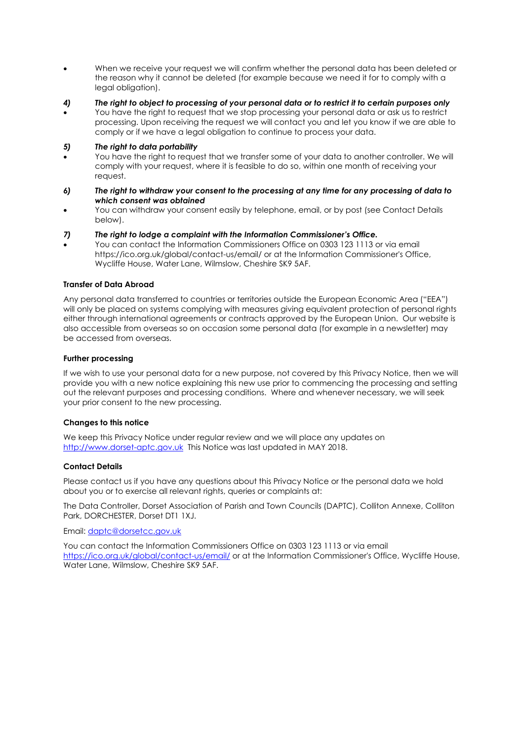- When we receive your request we will confirm whether the personal data has been deleted or the reason why it cannot be deleted (for example because we need it for to comply with a legal obligation).

***4) The right to object to processing of your personal data or to restrict it to certain purposes only***

- You have the right to request that we stop processing your personal data or ask us to restrict processing. Upon receiving the request we will contact you and let you know if we are able to comply or if we have a legal obligation to continue to process your data.

***5) The right to data portability***

- You have the right to request that we transfer some of your data to another controller. We will comply with your request, where it is feasible to do so, within one month of receiving your request.

***6) The right to withdraw your consent to the processing at any time for any processing of data to which consent was obtained***

- You can withdraw your consent easily by telephone, email, or by post (see Contact Details below).

***7) The right to lodge a complaint with the Information Commissioner's Office.***

- You can contact the Information Commissioners Office on 0303 123 1113 or via email https://ico.org.uk/global/contact-us/email/ or at the Information Commissioner's Office, Wycliffe House, Water Lane, Wilmslow, Cheshire SK9 5AF.

**Transfer of Data Abroad**

Any personal data transferred to countries or territories outside the European Economic Area ("EEA") will only be placed on systems complying with measures giving equivalent protection of personal rights either through international agreements or contracts approved by the European Union. Our website is also accessible from overseas so on occasion some personal data (for example in a newsletter) may be accessed from overseas.

**Further processing**

If we wish to use your personal data for a new purpose, not covered by this Privacy Notice, then we will provide you with a new notice explaining this new use prior to commencing the processing and setting out the relevant purposes and processing conditions. Where and whenever necessary, we will seek your prior consent to the new processing.

**Changes to this notice**

We keep this Privacy Notice under regular review and we will place any updates on http://www.dorset-aptc.gov.uk This Notice was last updated in MAY 2018.

**Contact Details**

Please contact us if you have any questions about this Privacy Notice or the personal data we hold about you or to exercise all relevant rights, queries or complaints at:

The Data Controller, Dorset Association of Parish and Town Councils (DAPTC), Colliton Annexe, Colliton Park, DORCHESTER, Dorset DT1 1XJ.

Email: daptc@dorsetcc.gov.uk

You can contact the Information Commissioners Office on 0303 123 1113 or via email https://ico.org.uk/global/contact-us/email/ or at the Information Commissioner's Office, Wycliffe House, Water Lane, Wilmslow, Cheshire SK9 5AF.